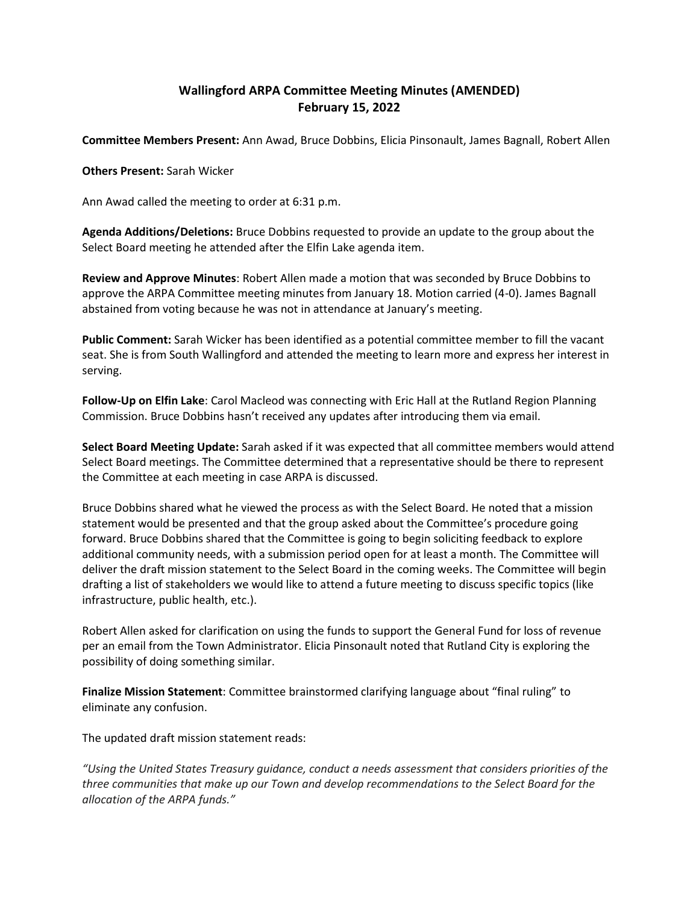# Wallingford ARPA Committee Meeting Minutes (AMENDED)
# February 15, 2022

**Committee Members Present:** Ann Awad, Bruce Dobbins, Elicia Pinsonault, James Bagnall, Robert Allen

**Others Present:** Sarah Wicker

Ann Awad called the meeting to order at 6:31 p.m.

**Agenda Additions/Deletions:** Bruce Dobbins requested to provide an update to the group about the Select Board meeting he attended after the Elfin Lake agenda item.

**Review and Approve Minutes**: Robert Allen made a motion that was seconded by Bruce Dobbins to approve the ARPA Committee meeting minutes from January 18. Motion carried (4-0). James Bagnall abstained from voting because he was not in attendance at January's meeting.

**Public Comment:** Sarah Wicker has been identified as a potential committee member to fill the vacant seat. She is from South Wallingford and attended the meeting to learn more and express her interest in serving.

**Follow-Up on Elfin Lake**: Carol Macleod was connecting with Eric Hall at the Rutland Region Planning Commission. Bruce Dobbins hasn't received any updates after introducing them via email.

**Select Board Meeting Update:** Sarah asked if it was expected that all committee members would attend Select Board meetings. The Committee determined that a representative should be there to represent the Committee at each meeting in case ARPA is discussed.

Bruce Dobbins shared what he viewed the process as with the Select Board. He noted that a mission statement would be presented and that the group asked about the Committee's procedure going forward. Bruce Dobbins shared that the Committee is going to begin soliciting feedback to explore additional community needs, with a submission period open for at least a month. The Committee will deliver the draft mission statement to the Select Board in the coming weeks. The Committee will begin drafting a list of stakeholders we would like to attend a future meeting to discuss specific topics (like infrastructure, public health, etc.).

Robert Allen asked for clarification on using the funds to support the General Fund for loss of revenue per an email from the Town Administrator. Elicia Pinsonault noted that Rutland City is exploring the possibility of doing something similar.

**Finalize Mission Statement**: Committee brainstormed clarifying language about "final ruling" to eliminate any confusion.

The updated draft mission statement reads:

*"Using the United States Treasury guidance, conduct a needs assessment that considers priorities of the three communities that make up our Town and develop recommendations to the Select Board for the allocation of the ARPA funds."*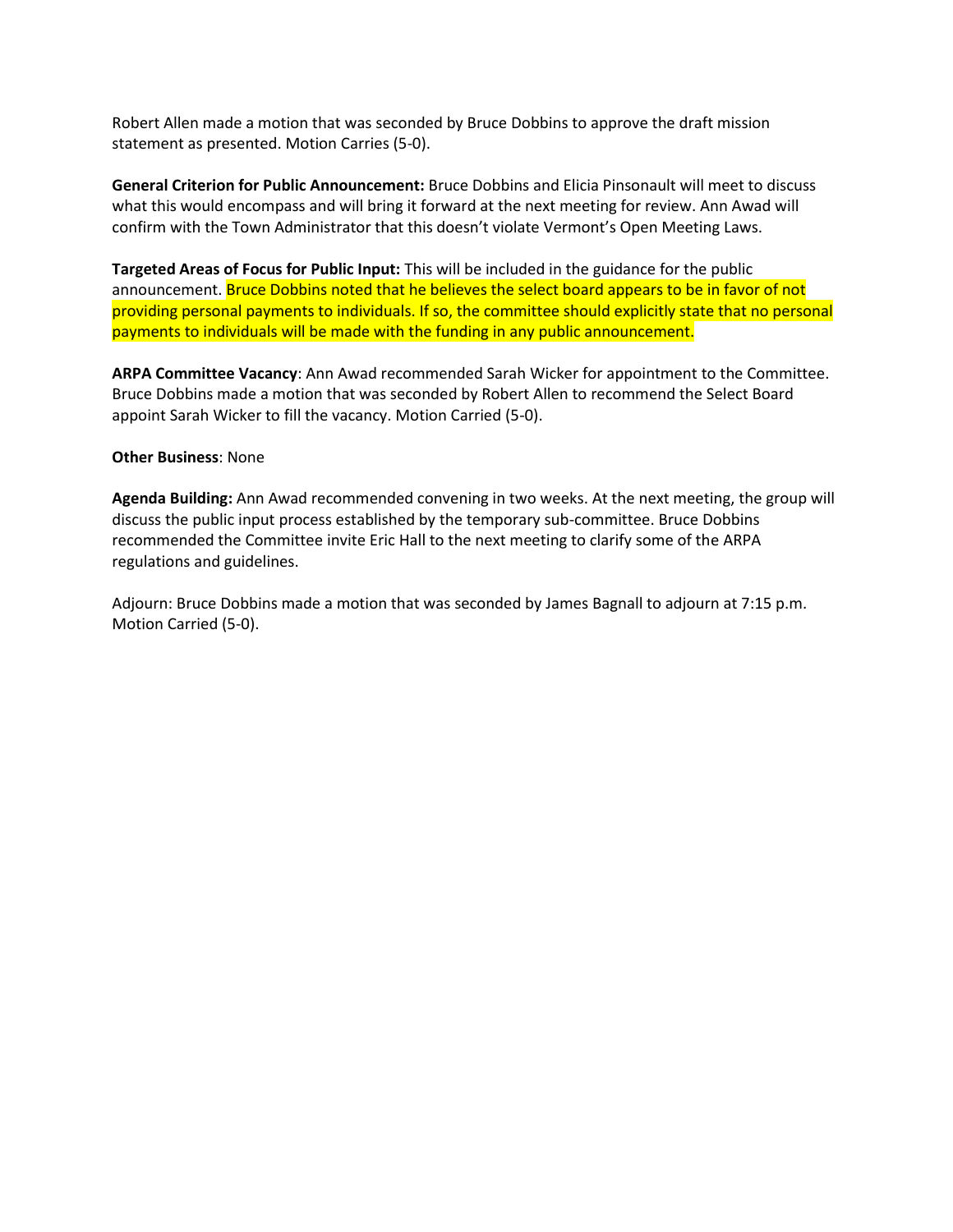Robert Allen made a motion that was seconded by Bruce Dobbins to approve the draft mission statement as presented. Motion Carries (5-0).

**General Criterion for Public Announcement:** Bruce Dobbins and Elicia Pinsonault will meet to discuss what this would encompass and will bring it forward at the next meeting for review. Ann Awad will confirm with the Town Administrator that this doesn't violate Vermont's Open Meeting Laws.

**Targeted Areas of Focus for Public Input:** This will be included in the guidance for the public announcement. Bruce Dobbins noted that he believes the select board appears to be in favor of not providing personal payments to individuals. If so, the committee should explicitly state that no personal payments to individuals will be made with the funding in any public announcement.

**ARPA Committee Vacancy**: Ann Awad recommended Sarah Wicker for appointment to the Committee. Bruce Dobbins made a motion that was seconded by Robert Allen to recommend the Select Board appoint Sarah Wicker to fill the vacancy. Motion Carried (5-0).

**Other Business**: None

**Agenda Building:** Ann Awad recommended convening in two weeks. At the next meeting, the group will discuss the public input process established by the temporary sub-committee. Bruce Dobbins recommended the Committee invite Eric Hall to the next meeting to clarify some of the ARPA regulations and guidelines.

Adjourn: Bruce Dobbins made a motion that was seconded by James Bagnall to adjourn at 7:15 p.m. Motion Carried (5-0).